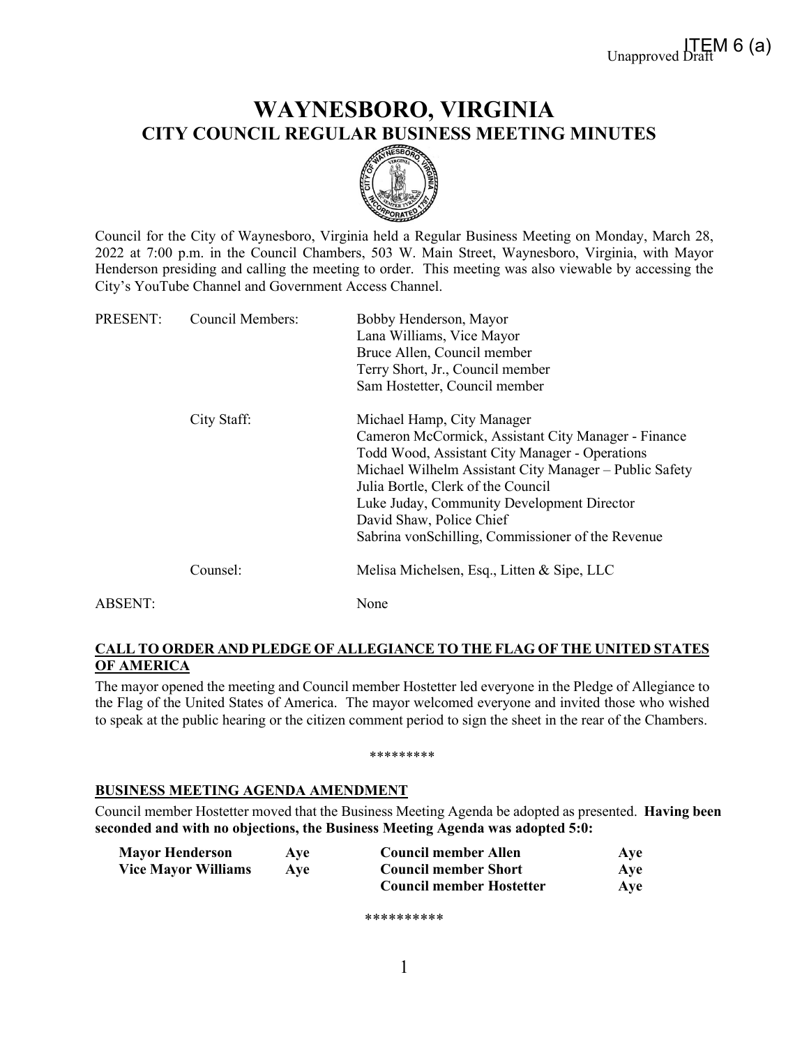ITEM 6 (a)

Unapproved Draft

# WAYNESBORO, VIRGINIA
## CITY COUNCIL REGULAR BUSINESS MEETING MINUTES

Council for the City of Waynesboro, Virginia held a Regular Business Meeting on Monday, March 28, 2022 at 7:00 p.m. in the Council Chambers, 503 W. Main Street, Waynesboro, Virginia, with Mayor Henderson presiding and calling the meeting to order. This meeting was also viewable by accessing the City's YouTube Channel and Government Access Channel.

| | | |
|---|---|---|
| PRESENT: | Council Members: | Bobby Henderson, Mayor<br>Lana Williams, Vice Mayor<br>Bruce Allen, Council member<br>Terry Short, Jr., Council member<br>Sam Hostetter, Council member |
| | City Staff: | Michael Hamp, City Manager<br>Cameron McCormick, Assistant City Manager - Finance<br>Todd Wood, Assistant City Manager - Operations<br>Michael Wilhelm Assistant City Manager – Public Safety<br>Julia Bortle, Clerk of the Council<br>Luke Juday, Community Development Director<br>David Shaw, Police Chief<br>Sabrina vonSchilling, Commissioner of the Revenue |
| | Counsel: | Melisa Michelsen, Esq., Litten & Sipe, LLC |
| ABSENT: | | None |

**CALL TO ORDER AND PLEDGE OF ALLEGIANCE TO THE FLAG OF THE UNITED STATES OF AMERICA**

The mayor opened the meeting and Council member Hostetter led everyone in the Pledge of Allegiance to the Flag of the United States of America. The mayor welcomed everyone and invited those who wished to speak at the public hearing or the citizen comment period to sign the sheet in the rear of the Chambers.

*********

**BUSINESS MEETING AGENDA AMENDMENT**

Council member Hostetter moved that the Business Meeting Agenda be adopted as presented. **Having been seconded and with no objections, the Business Meeting Agenda was adopted 5:0:**

| | | | |
|---|---|---|---|
| **Mayor Henderson** | **Aye** | **Council member Allen** | **Aye** |
| **Vice Mayor Williams** | **Aye** | **Council member Short** | **Aye** |
| | | **Council member Hostetter** | **Aye** |

**********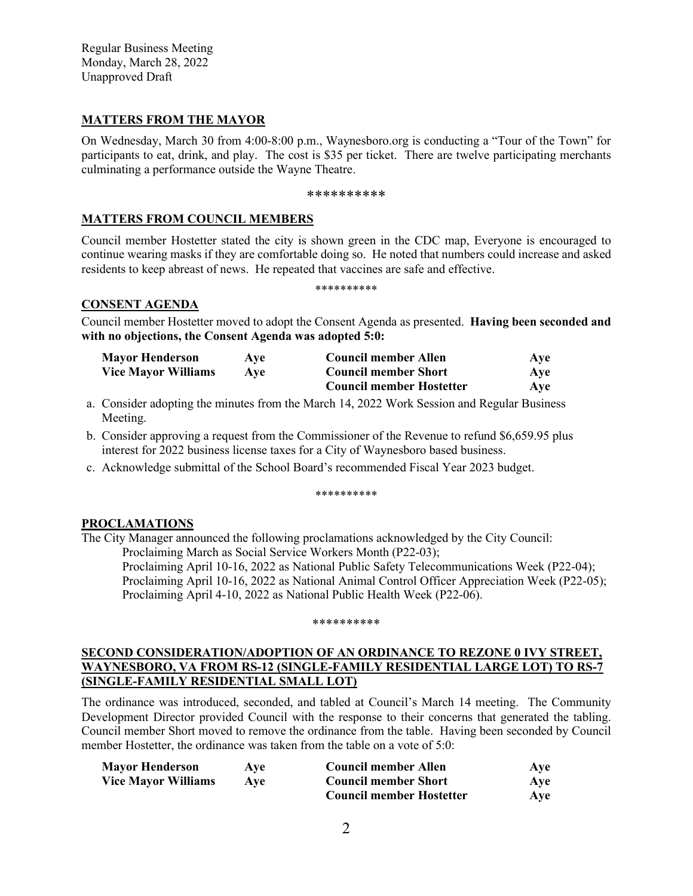**MATTERS FROM THE MAYOR**

On Wednesday, March 30 from 4:00-8:00 p.m., Waynesboro.org is conducting a "Tour of the Town" for participants to eat, drink, and play. The cost is $35 per ticket. There are twelve participating merchants culminating a performance outside the Wayne Theatre.

**********

**MATTERS FROM COUNCIL MEMBERS**

Council member Hostetter stated the city is shown green in the CDC map, Everyone is encouraged to continue wearing masks if they are comfortable doing so. He noted that numbers could increase and asked residents to keep abreast of news. He repeated that vaccines are safe and effective.

**********

**CONSENT AGENDA**

Council member Hostetter moved to adopt the Consent Agenda as presented. **Having been seconded and with no objections, the Consent Agenda was adopted 5:0:**

| | | | |
|---|---|---|---|
| **Mayor Henderson** | **Aye** | **Council member Allen** | **Aye** |
| **Vice Mayor Williams** | **Aye** | **Council member Short** | **Aye** |
| | | **Council member Hostetter** | **Aye** |

a. Consider adopting the minutes from the March 14, 2022 Work Session and Regular Business Meeting.
b. Consider approving a request from the Commissioner of the Revenue to refund $6,659.95 plus interest for 2022 business license taxes for a City of Waynesboro based business.
c. Acknowledge submittal of the School Board's recommended Fiscal Year 2023 budget.

**********

**PROCLAMATIONS**

The City Manager announced the following proclamations acknowledged by the City Council:

Proclaiming March as Social Service Workers Month (P22-03);
Proclaiming April 10-16, 2022 as National Public Safety Telecommunications Week (P22-04);
Proclaiming April 10-16, 2022 as National Animal Control Officer Appreciation Week (P22-05);
Proclaiming April 4-10, 2022 as National Public Health Week (P22-06).

**********

**SECOND CONSIDERATION/ADOPTION OF AN ORDINANCE TO REZONE 0 IVY STREET, WAYNESBORO, VA FROM RS-12 (SINGLE-FAMILY RESIDENTIAL LARGE LOT) TO RS-7 (SINGLE-FAMILY RESIDENTIAL SMALL LOT)**

The ordinance was introduced, seconded, and tabled at Council's March 14 meeting. The Community Development Director provided Council with the response to their concerns that generated the tabling. Council member Short moved to remove the ordinance from the table. Having been seconded by Council member Hostetter, the ordinance was taken from the table on a vote of 5:0:

| | | | |
|---|---|---|---|
| **Mayor Henderson** | **Aye** | **Council member Allen** | **Aye** |
| **Vice Mayor Williams** | **Aye** | **Council member Short** | **Aye** |
| | | **Council member Hostetter** | **Aye** |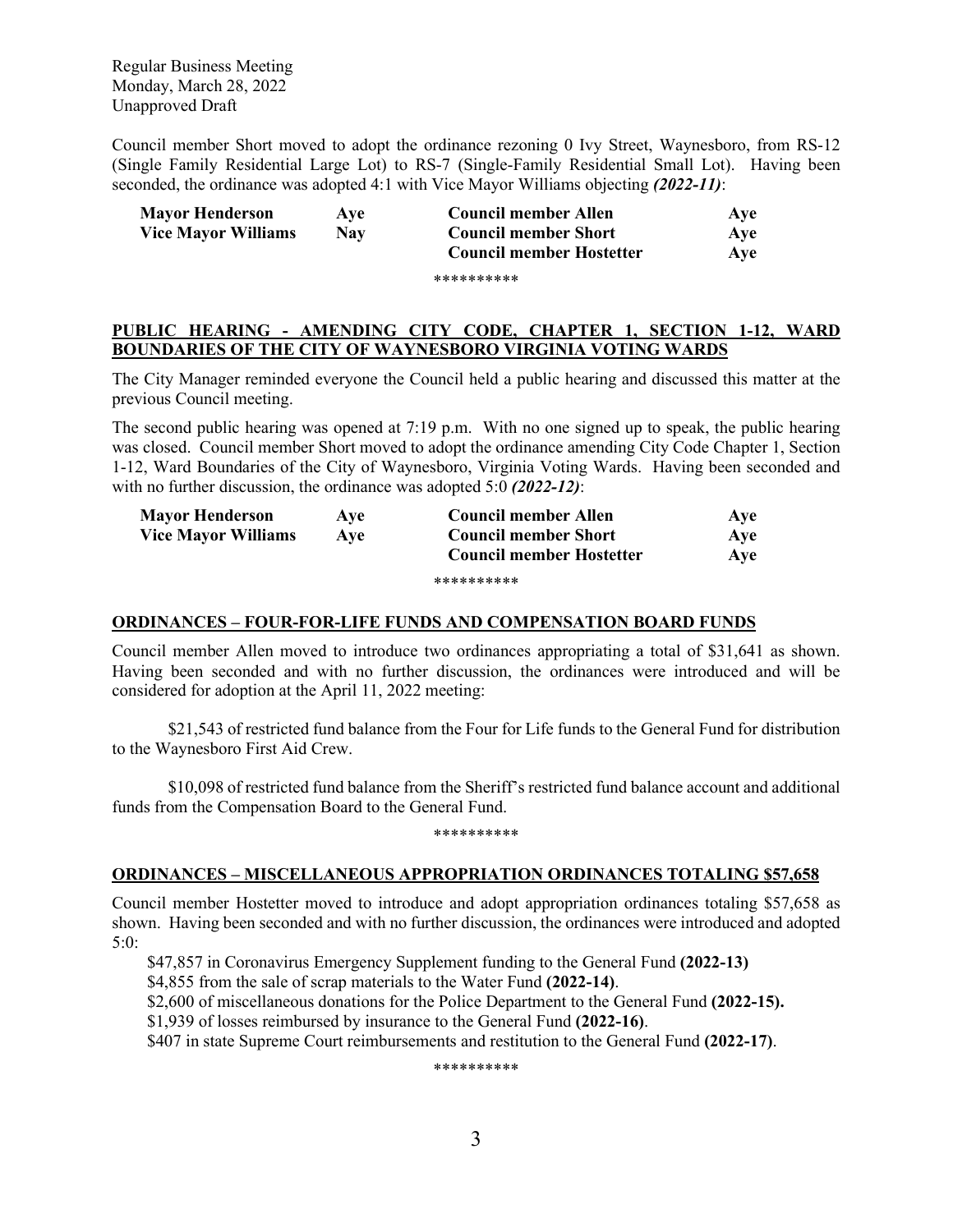Regular Business Meeting
Monday, March 28, 2022
Unapproved Draft

Council member Short moved to adopt the ordinance rezoning 0 Ivy Street, Waynesboro, from RS-12 (Single Family Residential Large Lot) to RS-7 (Single-Family Residential Small Lot). Having been seconded, the ordinance was adopted 4:1 with Vice Mayor Williams objecting ***(2022-11)***:

| | | | |
|---|---|---|---|
| **Mayor Henderson** | **Aye** | **Council member Allen** | **Aye** |
| **Vice Mayor Williams** | **Nay** | **Council member Short** | **Aye** |
| | | **Council member Hostetter** | **Aye** |

**********

## PUBLIC HEARING - AMENDING CITY CODE, CHAPTER 1, SECTION 1-12, WARD BOUNDARIES OF THE CITY OF WAYNESBORO VIRGINIA VOTING WARDS

The City Manager reminded everyone the Council held a public hearing and discussed this matter at the previous Council meeting.

The second public hearing was opened at 7:19 p.m. With no one signed up to speak, the public hearing was closed. Council member Short moved to adopt the ordinance amending City Code Chapter 1, Section 1-12, Ward Boundaries of the City of Waynesboro, Virginia Voting Wards. Having been seconded and with no further discussion, the ordinance was adopted 5:0 ***(2022-12)***:

| | | | |
|---|---|---|---|
| **Mayor Henderson** | **Aye** | **Council member Allen** | **Aye** |
| **Vice Mayor Williams** | **Aye** | **Council member Short** | **Aye** |
| | | **Council member Hostetter** | **Aye** |

**********

## ORDINANCES – FOUR-FOR-LIFE FUNDS AND COMPENSATION BOARD FUNDS

Council member Allen moved to introduce two ordinances appropriating a total of $31,641 as shown. Having been seconded and with no further discussion, the ordinances were introduced and will be considered for adoption at the April 11, 2022 meeting:

$21,543 of restricted fund balance from the Four for Life funds to the General Fund for distribution to the Waynesboro First Aid Crew.

$10,098 of restricted fund balance from the Sheriff's restricted fund balance account and additional funds from the Compensation Board to the General Fund.

**********

## ORDINANCES – MISCELLANEOUS APPROPRIATION ORDINANCES TOTALING $57,658

Council member Hostetter moved to introduce and adopt appropriation ordinances totaling $57,658 as shown. Having been seconded and with no further discussion, the ordinances were introduced and adopted 5:0:

$47,857 in Coronavirus Emergency Supplement funding to the General Fund **(2022-13)**
$4,855 from the sale of scrap materials to the Water Fund **(2022-14)**.
$2,600 of miscellaneous donations for the Police Department to the General Fund **(2022-15).**
$1,939 of losses reimbursed by insurance to the General Fund **(2022-16)**.
$407 in state Supreme Court reimbursements and restitution to the General Fund **(2022-17)**.

**********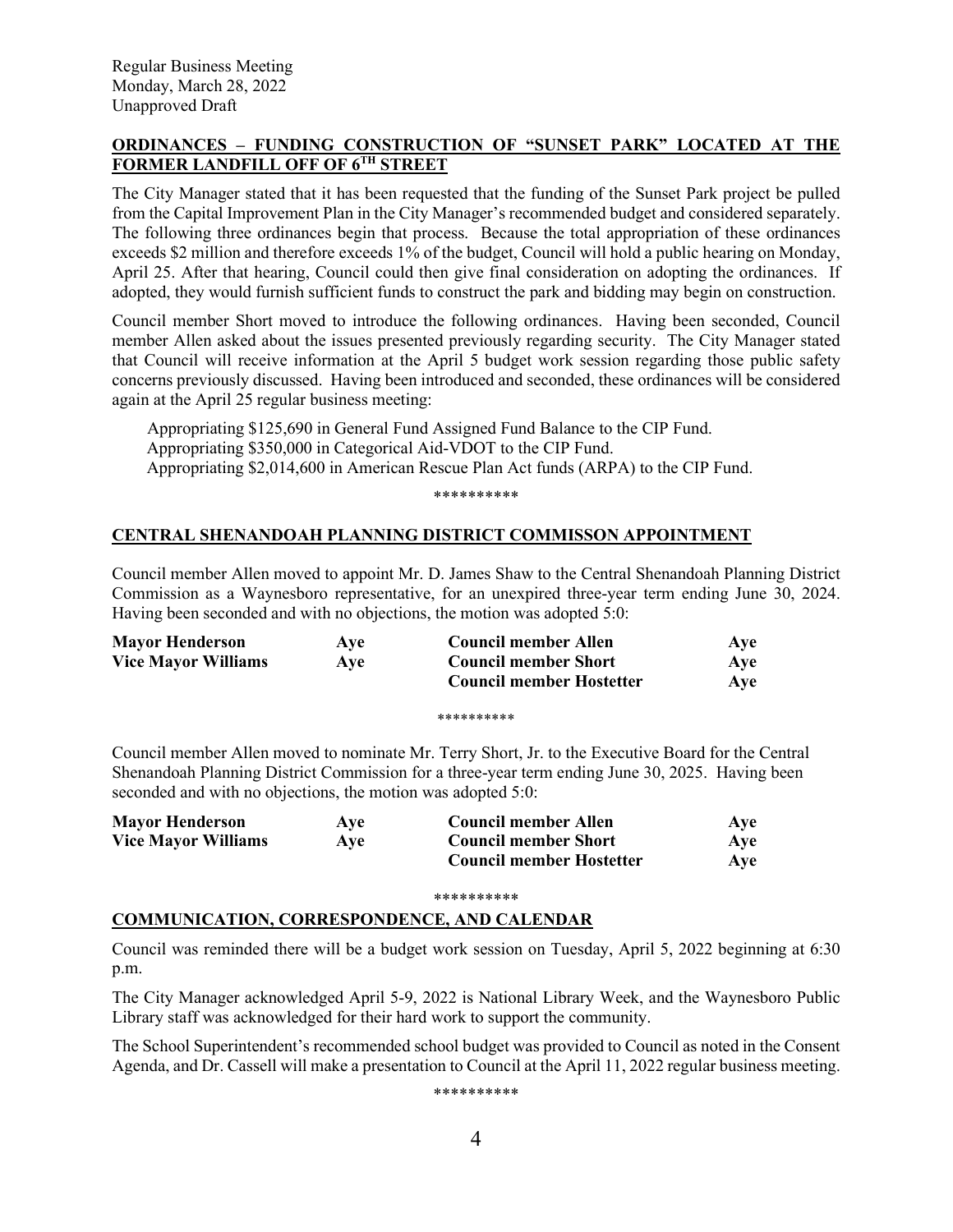Regular Business Meeting
Monday, March 28, 2022
Unapproved Draft

**ORDINANCES – FUNDING CONSTRUCTION OF "SUNSET PARK" LOCATED AT THE FORMER LANDFILL OFF OF 6TH STREET**

The City Manager stated that it has been requested that the funding of the Sunset Park project be pulled from the Capital Improvement Plan in the City Manager's recommended budget and considered separately. The following three ordinances begin that process. Because the total appropriation of these ordinances exceeds $2 million and therefore exceeds 1% of the budget, Council will hold a public hearing on Monday, April 25. After that hearing, Council could then give final consideration on adopting the ordinances. If adopted, they would furnish sufficient funds to construct the park and bidding may begin on construction.

Council member Short moved to introduce the following ordinances. Having been seconded, Council member Allen asked about the issues presented previously regarding security. The City Manager stated that Council will receive information at the April 5 budget work session regarding those public safety concerns previously discussed. Having been introduced and seconded, these ordinances will be considered again at the April 25 regular business meeting:

Appropriating $125,690 in General Fund Assigned Fund Balance to the CIP Fund.
Appropriating $350,000 in Categorical Aid-VDOT to the CIP Fund.
Appropriating $2,014,600 in American Rescue Plan Act funds (ARPA) to the CIP Fund.

**********

**CENTRAL SHENANDOAH PLANNING DISTRICT COMMISSON APPOINTMENT**

Council member Allen moved to appoint Mr. D. James Shaw to the Central Shenandoah Planning District Commission as a Waynesboro representative, for an unexpired three-year term ending June 30, 2024. Having been seconded and with no objections, the motion was adopted 5:0:

| | | | |
|---|---|---|---|
| **Mayor Henderson** | **Aye** | **Council member Allen** | **Aye** |
| **Vice Mayor Williams** | **Aye** | **Council member Short** | **Aye** |
| | | **Council member Hostetter** | **Aye** |

**********

Council member Allen moved to nominate Mr. Terry Short, Jr. to the Executive Board for the Central Shenandoah Planning District Commission for a three-year term ending June 30, 2025. Having been seconded and with no objections, the motion was adopted 5:0:

| | | | |
|---|---|---|---|
| **Mayor Henderson** | **Aye** | **Council member Allen** | **Aye** |
| **Vice Mayor Williams** | **Aye** | **Council member Short** | **Aye** |
| | | **Council member Hostetter** | **Aye** |

**********

**COMMUNICATION, CORRESPONDENCE, AND CALENDAR**

Council was reminded there will be a budget work session on Tuesday, April 5, 2022 beginning at 6:30 p.m.

The City Manager acknowledged April 5-9, 2022 is National Library Week, and the Waynesboro Public Library staff was acknowledged for their hard work to support the community.

The School Superintendent's recommended school budget was provided to Council as noted in the Consent Agenda, and Dr. Cassell will make a presentation to Council at the April 11, 2022 regular business meeting.

**********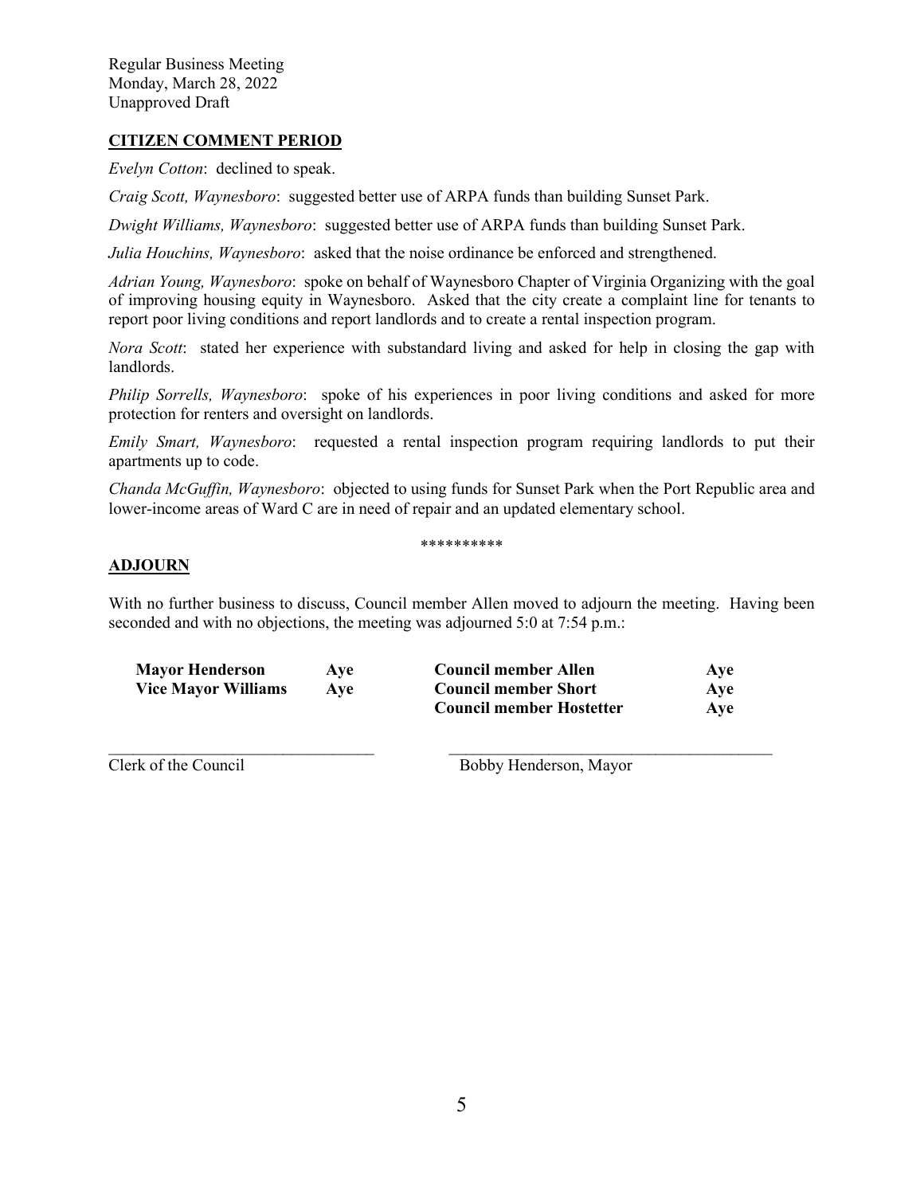Regular Business Meeting
Monday, March 28, 2022
Unapproved Draft

## CITIZEN COMMENT PERIOD

*Evelyn Cotton*: declined to speak.

*Craig Scott, Waynesboro*: suggested better use of ARPA funds than building Sunset Park.

*Dwight Williams, Waynesboro*: suggested better use of ARPA funds than building Sunset Park.

*Julia Houchins, Waynesboro*: asked that the noise ordinance be enforced and strengthened.

*Adrian Young, Waynesboro*: spoke on behalf of Waynesboro Chapter of Virginia Organizing with the goal of improving housing equity in Waynesboro. Asked that the city create a complaint line for tenants to report poor living conditions and report landlords and to create a rental inspection program.

*Nora Scott*: stated her experience with substandard living and asked for help in closing the gap with landlords.

*Philip Sorrells, Waynesboro*: spoke of his experiences in poor living conditions and asked for more protection for renters and oversight on landlords.

*Emily Smart, Waynesboro*: requested a rental inspection program requiring landlords to put their apartments up to code.

*Chanda McGuffin, Waynesboro*: objected to using funds for Sunset Park when the Port Republic area and lower-income areas of Ward C are in need of repair and an updated elementary school.

**********

## ADJOURN

With no further business to discuss, Council member Allen moved to adjourn the meeting. Having been seconded and with no objections, the meeting was adjourned 5:0 at 7:54 p.m.:

| | | | |
|---|---|---|---|
| **Mayor Henderson** | **Aye** | **Council member Allen** | **Aye** |
| **Vice Mayor Williams** | **Aye** | **Council member Short** | **Aye** |
| | | **Council member Hostetter** | **Aye** |

________________________________ Clerk of the Council

________________________________ Bobby Henderson, Mayor